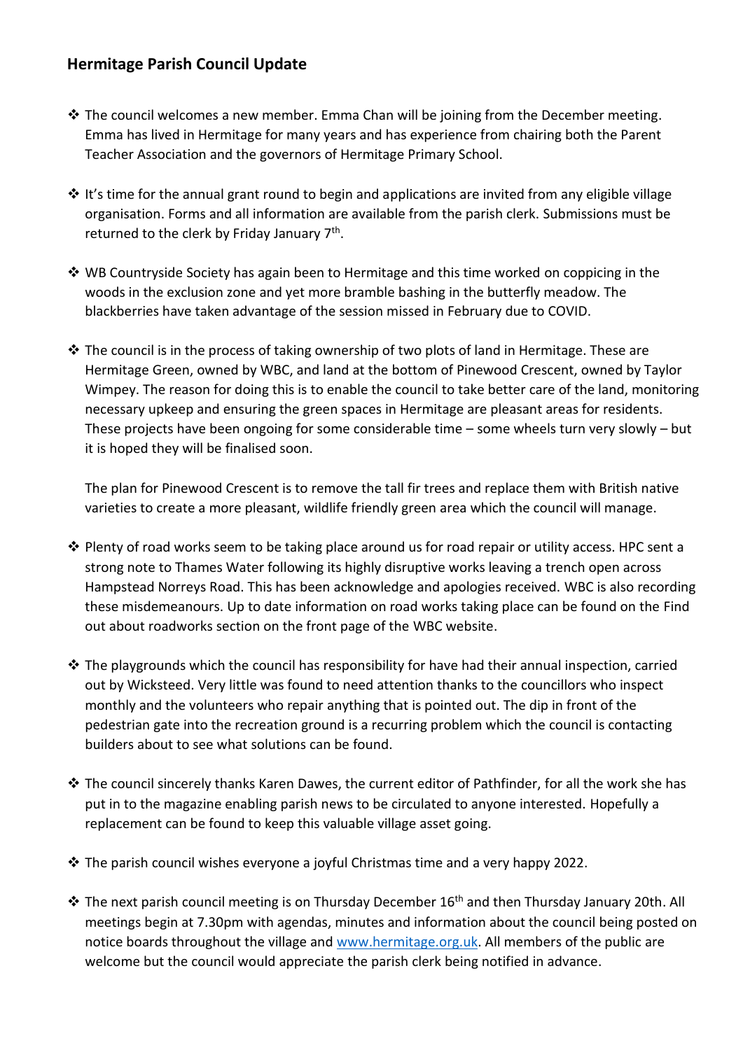## Hermitage Parish Council Update

- The council welcomes a new member. Emma Chan will be joining from the December meeting. Emma has lived in Hermitage for many years and has experience from chairing both the Parent Teacher Association and the governors of Hermitage Primary School.

- It's time for the annual grant round to begin and applications are invited from any eligible village organisation. Forms and all information are available from the parish clerk. Submissions must be returned to the clerk by Friday January 7th.

- WB Countryside Society has again been to Hermitage and this time worked on coppicing in the woods in the exclusion zone and yet more bramble bashing in the butterfly meadow. The blackberries have taken advantage of the session missed in February due to COVID.

- The council is in the process of taking ownership of two plots of land in Hermitage. These are Hermitage Green, owned by WBC, and land at the bottom of Pinewood Crescent, owned by Taylor Wimpey. The reason for doing this is to enable the council to take better care of the land, monitoring necessary upkeep and ensuring the green spaces in Hermitage are pleasant areas for residents. These projects have been ongoing for some considerable time – some wheels turn very slowly – but it is hoped they will be finalised soon.

  The plan for Pinewood Crescent is to remove the tall fir trees and replace them with British native varieties to create a more pleasant, wildlife friendly green area which the council will manage.

- Plenty of road works seem to be taking place around us for road repair or utility access. HPC sent a strong note to Thames Water following its highly disruptive works leaving a trench open across Hampstead Norreys Road. This has been acknowledge and apologies received. WBC is also recording these misdemeanours. Up to date information on road works taking place can be found on the Find out about roadworks section on the front page of the WBC website.

- The playgrounds which the council has responsibility for have had their annual inspection, carried out by Wicksteed. Very little was found to need attention thanks to the councillors who inspect monthly and the volunteers who repair anything that is pointed out. The dip in front of the pedestrian gate into the recreation ground is a recurring problem which the council is contacting builders about to see what solutions can be found.

- The council sincerely thanks Karen Dawes, the current editor of Pathfinder, for all the work she has put in to the magazine enabling parish news to be circulated to anyone interested. Hopefully a replacement can be found to keep this valuable village asset going.

- The parish council wishes everyone a joyful Christmas time and a very happy 2022.

- The next parish council meeting is on Thursday December 16th and then Thursday January 20th. All meetings begin at 7.30pm with agendas, minutes and information about the council being posted on notice boards throughout the village and [www.hermitage.org.uk](http://www.hermitage.org.uk). All members of the public are welcome but the council would appreciate the parish clerk being notified in advance.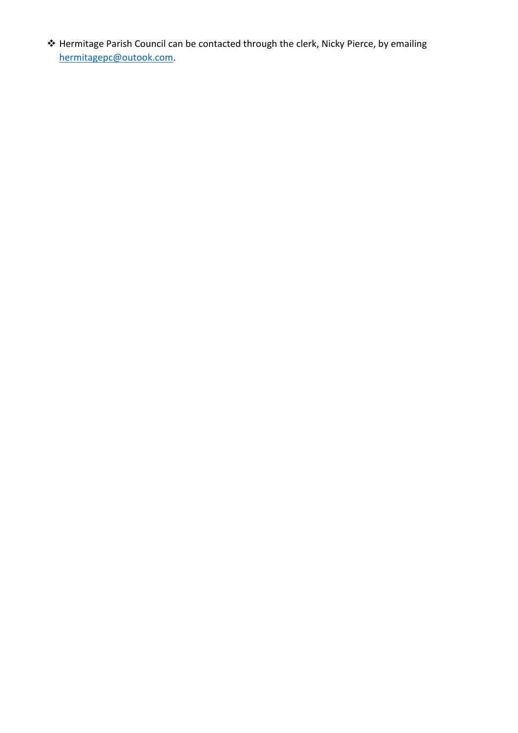- Hermitage Parish Council can be contacted through the clerk, Nicky Pierce, by emailing hermitagepc@outook.com.